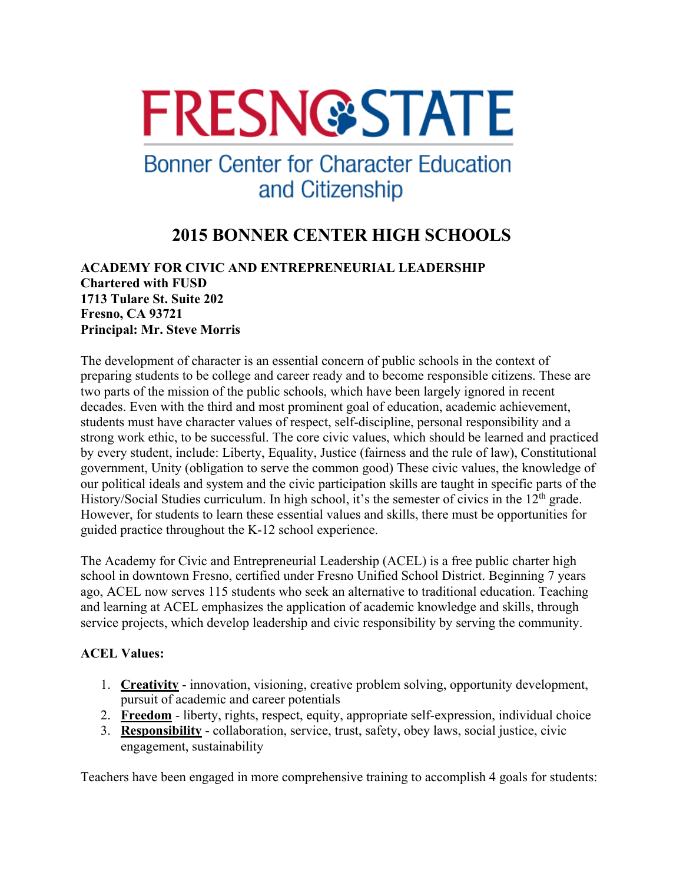FRESNO STATE

Bonner Center for Character Education and Citizenship

# 2015 BONNER CENTER HIGH SCHOOLS

**ACADEMY FOR CIVIC AND ENTREPRENEURIAL LEADERSHIP**
**Chartered with FUSD**
**1713 Tulare St. Suite 202**
**Fresno, CA 93721**
**Principal: Mr. Steve Morris**

The development of character is an essential concern of public schools in the context of preparing students to be college and career ready and to become responsible citizens. These are two parts of the mission of the public schools, which have been largely ignored in recent decades. Even with the third and most prominent goal of education, academic achievement, students must have character values of respect, self-discipline, personal responsibility and a strong work ethic, to be successful. The core civic values, which should be learned and practiced by every student, include: Liberty, Equality, Justice (fairness and the rule of law), Constitutional government, Unity (obligation to serve the common good) These civic values, the knowledge of our political ideals and system and the civic participation skills are taught in specific parts of the History/Social Studies curriculum. In high school, it's the semester of civics in the 12th grade. However, for students to learn these essential values and skills, there must be opportunities for guided practice throughout the K-12 school experience.

The Academy for Civic and Entrepreneurial Leadership (ACEL) is a free public charter high school in downtown Fresno, certified under Fresno Unified School District. Beginning 7 years ago, ACEL now serves 115 students who seek an alternative to traditional education. Teaching and learning at ACEL emphasizes the application of academic knowledge and skills, through service projects, which develop leadership and civic responsibility by serving the community.

**ACEL Values:**

1. **Creativity** - innovation, visioning, creative problem solving, opportunity development, pursuit of academic and career potentials
2. **Freedom** - liberty, rights, respect, equity, appropriate self-expression, individual choice
3. **Responsibility** - collaboration, service, trust, safety, obey laws, social justice, civic engagement, sustainability

Teachers have been engaged in more comprehensive training to accomplish 4 goals for students: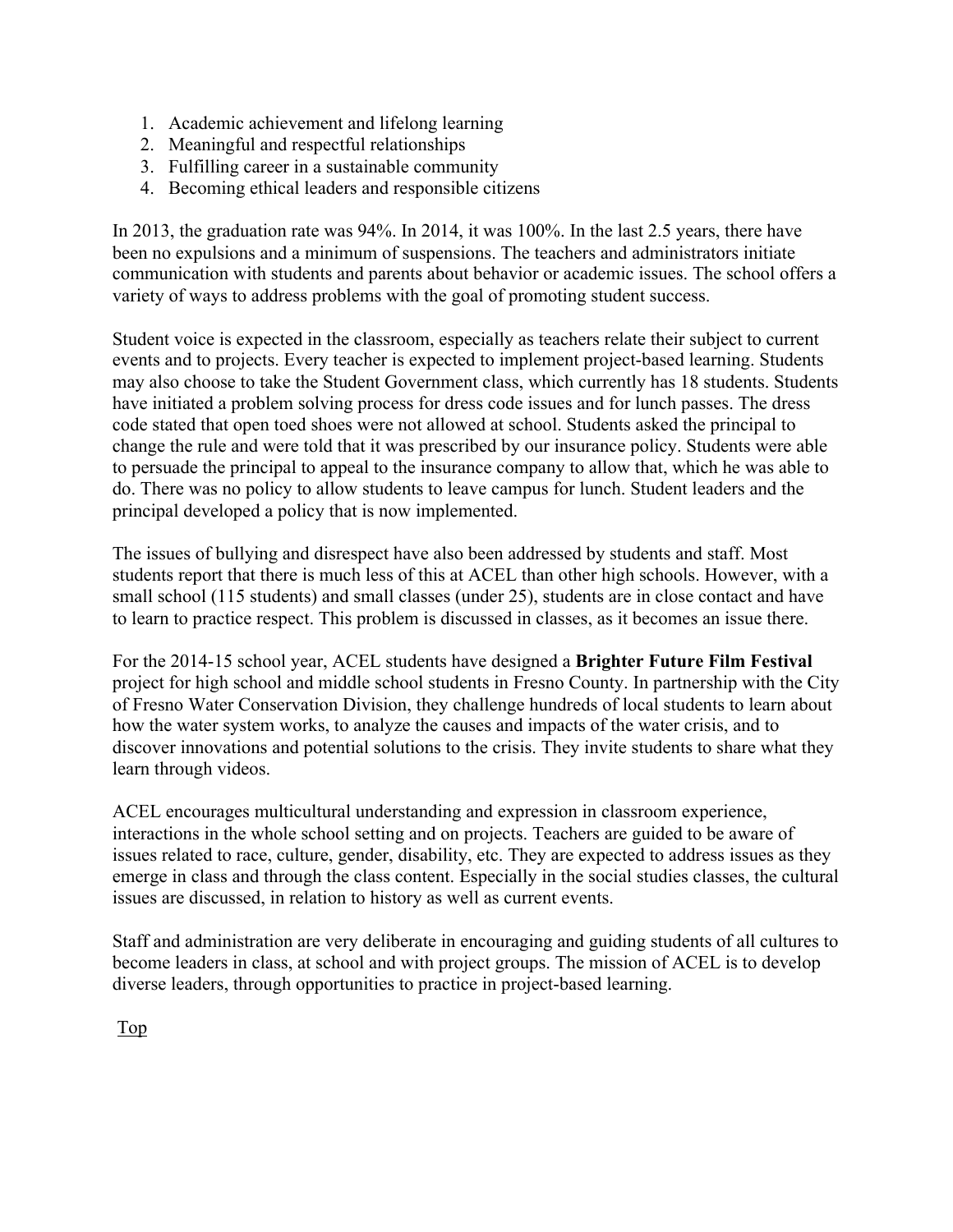1. Academic achievement and lifelong learning
2. Meaningful and respectful relationships
3. Fulfilling career in a sustainable community
4. Becoming ethical leaders and responsible citizens

In 2013, the graduation rate was 94%. In 2014, it was 100%. In the last 2.5 years, there have been no expulsions and a minimum of suspensions. The teachers and administrators initiate communication with students and parents about behavior or academic issues. The school offers a variety of ways to address problems with the goal of promoting student success.

Student voice is expected in the classroom, especially as teachers relate their subject to current events and to projects. Every teacher is expected to implement project-based learning. Students may also choose to take the Student Government class, which currently has 18 students. Students have initiated a problem solving process for dress code issues and for lunch passes. The dress code stated that open toed shoes were not allowed at school. Students asked the principal to change the rule and were told that it was prescribed by our insurance policy. Students were able to persuade the principal to appeal to the insurance company to allow that, which he was able to do. There was no policy to allow students to leave campus for lunch. Student leaders and the principal developed a policy that is now implemented.

The issues of bullying and disrespect have also been addressed by students and staff. Most students report that there is much less of this at ACEL than other high schools. However, with a small school (115 students) and small classes (under 25), students are in close contact and have to learn to practice respect. This problem is discussed in classes, as it becomes an issue there.

For the 2014-15 school year, ACEL students have designed a **Brighter Future Film Festival** project for high school and middle school students in Fresno County. In partnership with the City of Fresno Water Conservation Division, they challenge hundreds of local students to learn about how the water system works, to analyze the causes and impacts of the water crisis, and to discover innovations and potential solutions to the crisis. They invite students to share what they learn through videos.

ACEL encourages multicultural understanding and expression in classroom experience, interactions in the whole school setting and on projects. Teachers are guided to be aware of issues related to race, culture, gender, disability, etc. They are expected to address issues as they emerge in class and through the class content. Especially in the social studies classes, the cultural issues are discussed, in relation to history as well as current events.

Staff and administration are very deliberate in encouraging and guiding students of all cultures to become leaders in class, at school and with project groups. The mission of ACEL is to develop diverse leaders, through opportunities to practice in project-based learning.

Top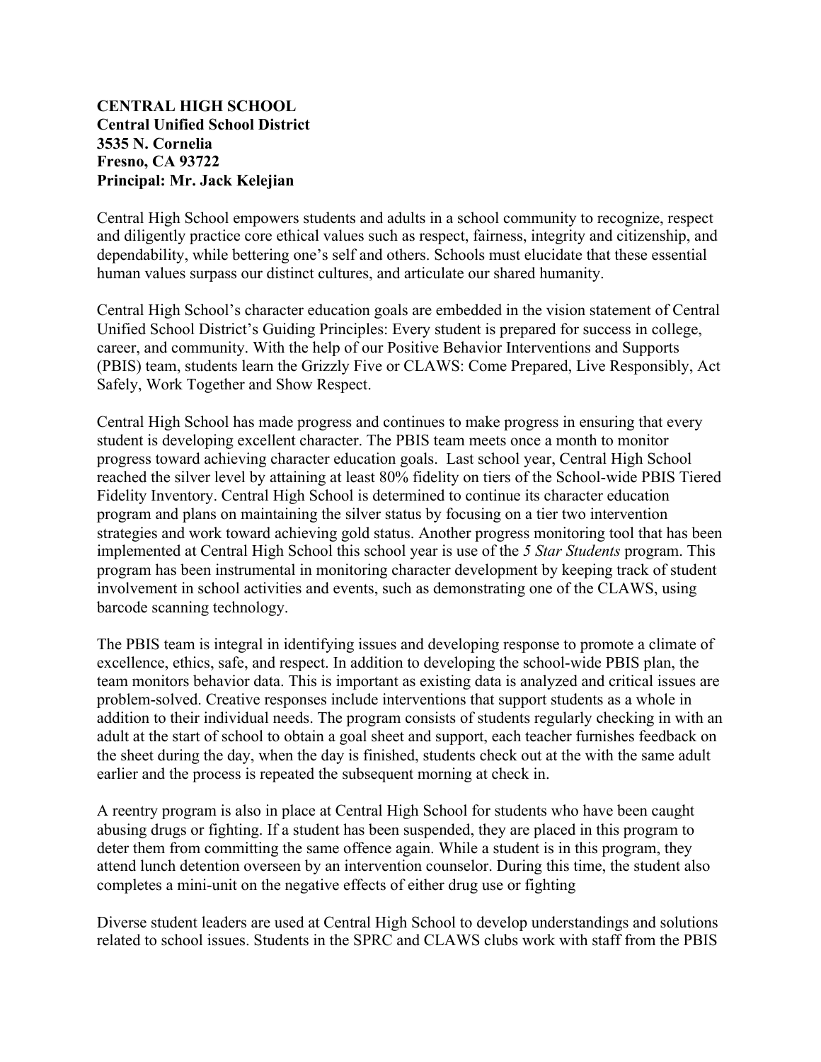**CENTRAL HIGH SCHOOL**
**Central Unified School District**
**3535 N. Cornelia**
**Fresno, CA 93722**
**Principal: Mr. Jack Kelejian**

Central High School empowers students and adults in a school community to recognize, respect and diligently practice core ethical values such as respect, fairness, integrity and citizenship, and dependability, while bettering one's self and others. Schools must elucidate that these essential human values surpass our distinct cultures, and articulate our shared humanity.

Central High School's character education goals are embedded in the vision statement of Central Unified School District's Guiding Principles: Every student is prepared for success in college, career, and community. With the help of our Positive Behavior Interventions and Supports (PBIS) team, students learn the Grizzly Five or CLAWS: Come Prepared, Live Responsibly, Act Safely, Work Together and Show Respect.

Central High School has made progress and continues to make progress in ensuring that every student is developing excellent character. The PBIS team meets once a month to monitor progress toward achieving character education goals. Last school year, Central High School reached the silver level by attaining at least 80% fidelity on tiers of the School-wide PBIS Tiered Fidelity Inventory. Central High School is determined to continue its character education program and plans on maintaining the silver status by focusing on a tier two intervention strategies and work toward achieving gold status. Another progress monitoring tool that has been implemented at Central High School this school year is use of the *5 Star Students* program. This program has been instrumental in monitoring character development by keeping track of student involvement in school activities and events, such as demonstrating one of the CLAWS, using barcode scanning technology.

The PBIS team is integral in identifying issues and developing response to promote a climate of excellence, ethics, safe, and respect. In addition to developing the school-wide PBIS plan, the team monitors behavior data. This is important as existing data is analyzed and critical issues are problem-solved. Creative responses include interventions that support students as a whole in addition to their individual needs. The program consists of students regularly checking in with an adult at the start of school to obtain a goal sheet and support, each teacher furnishes feedback on the sheet during the day, when the day is finished, students check out at the with the same adult earlier and the process is repeated the subsequent morning at check in.

A reentry program is also in place at Central High School for students who have been caught abusing drugs or fighting. If a student has been suspended, they are placed in this program to deter them from committing the same offence again. While a student is in this program, they attend lunch detention overseen by an intervention counselor. During this time, the student also completes a mini-unit on the negative effects of either drug use or fighting

Diverse student leaders are used at Central High School to develop understandings and solutions related to school issues. Students in the SPRC and CLAWS clubs work with staff from the PBIS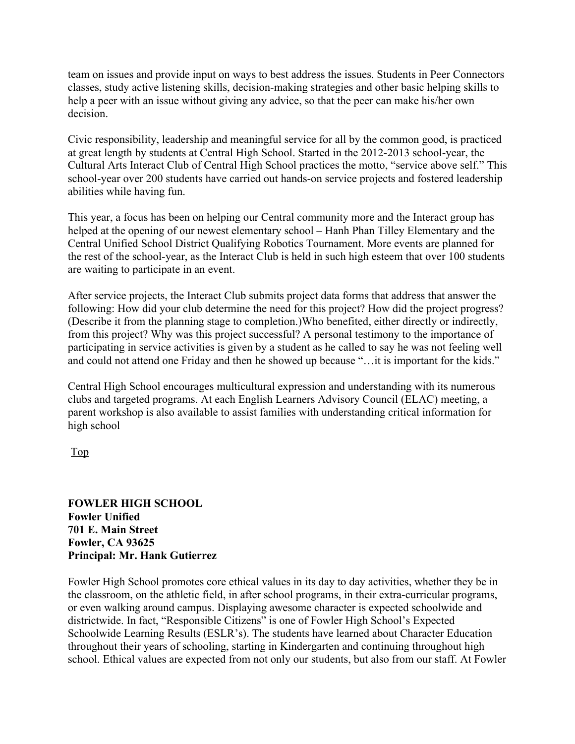team on issues and provide input on ways to best address the issues. Students in Peer Connectors classes, study active listening skills, decision-making strategies and other basic helping skills to help a peer with an issue without giving any advice, so that the peer can make his/her own decision.

Civic responsibility, leadership and meaningful service for all by the common good, is practiced at great length by students at Central High School. Started in the 2012-2013 school-year, the Cultural Arts Interact Club of Central High School practices the motto, “service above self.” This school-year over 200 students have carried out hands-on service projects and fostered leadership abilities while having fun.

This year, a focus has been on helping our Central community more and the Interact group has helped at the opening of our newest elementary school – Hanh Phan Tilley Elementary and the Central Unified School District Qualifying Robotics Tournament. More events are planned for the rest of the school-year, as the Interact Club is held in such high esteem that over 100 students are waiting to participate in an event.

After service projects, the Interact Club submits project data forms that address that answer the following: How did your club determine the need for this project? How did the project progress? (Describe it from the planning stage to completion.)Who benefited, either directly or indirectly, from this project? Why was this project successful? A personal testimony to the importance of participating in service activities is given by a student as he called to say he was not feeling well and could not attend one Friday and then he showed up because “…it is important for the kids.”

Central High School encourages multicultural expression and understanding with its numerous clubs and targeted programs. At each English Learners Advisory Council (ELAC) meeting, a parent workshop is also available to assist families with understanding critical information for high school

Top

**FOWLER HIGH SCHOOL**
**Fowler Unified**
**701 E. Main Street**
**Fowler, CA 93625**
**Principal: Mr. Hank Gutierrez**

Fowler High School promotes core ethical values in its day to day activities, whether they be in the classroom, on the athletic field, in after school programs, in their extra-curricular programs, or even walking around campus. Displaying awesome character is expected schoolwide and districtwide. In fact, “Responsible Citizens” is one of Fowler High School’s Expected Schoolwide Learning Results (ESLR’s). The students have learned about Character Education throughout their years of schooling, starting in Kindergarten and continuing throughout high school. Ethical values are expected from not only our students, but also from our staff. At Fowler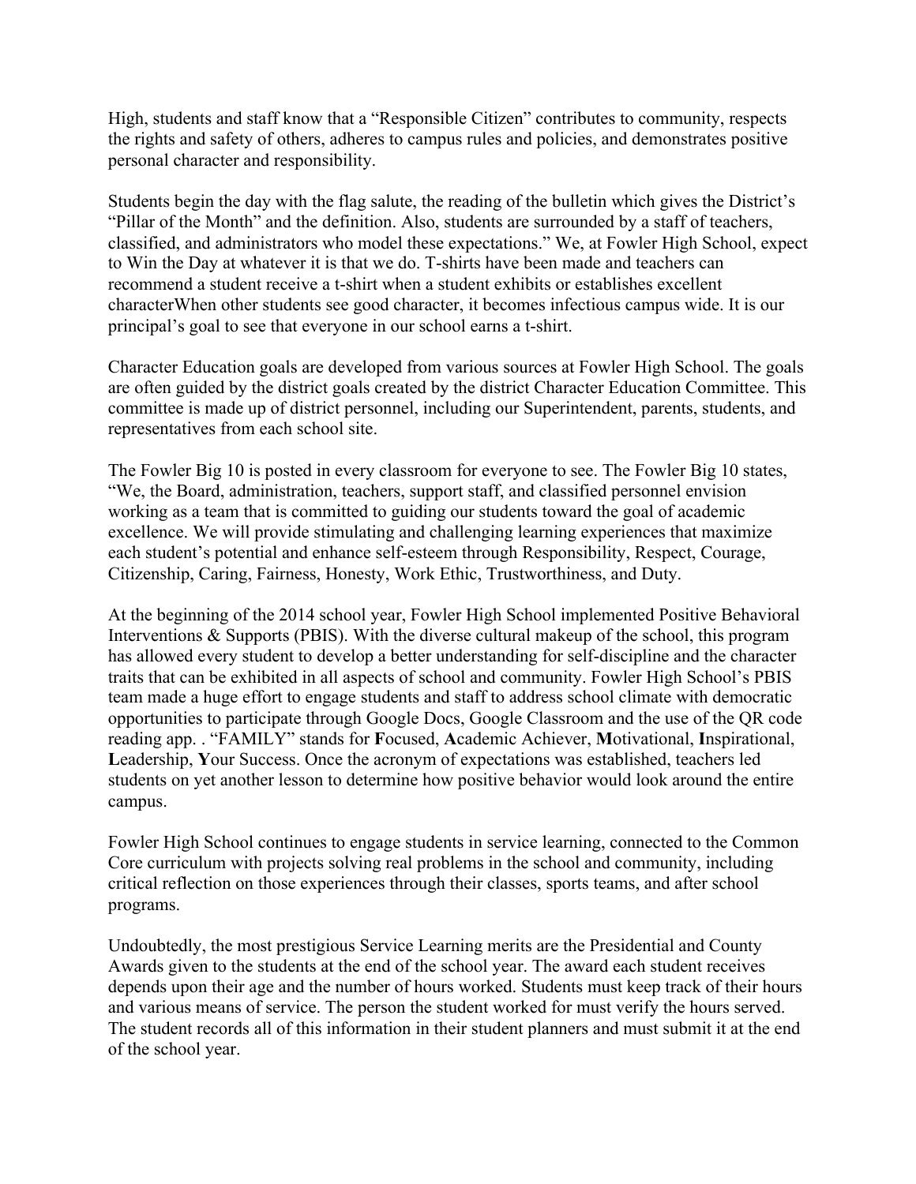High, students and staff know that a "Responsible Citizen" contributes to community, respects the rights and safety of others, adheres to campus rules and policies, and demonstrates positive personal character and responsibility.

Students begin the day with the flag salute, the reading of the bulletin which gives the District's "Pillar of the Month" and the definition. Also, students are surrounded by a staff of teachers, classified, and administrators who model these expectations." We, at Fowler High School, expect to Win the Day at whatever it is that we do. T-shirts have been made and teachers can recommend a student receive a t-shirt when a student exhibits or establishes excellent characterWhen other students see good character, it becomes infectious campus wide. It is our principal's goal to see that everyone in our school earns a t-shirt.

Character Education goals are developed from various sources at Fowler High School. The goals are often guided by the district goals created by the district Character Education Committee. This committee is made up of district personnel, including our Superintendent, parents, students, and representatives from each school site.

The Fowler Big 10 is posted in every classroom for everyone to see. The Fowler Big 10 states, "We, the Board, administration, teachers, support staff, and classified personnel envision working as a team that is committed to guiding our students toward the goal of academic excellence. We will provide stimulating and challenging learning experiences that maximize each student's potential and enhance self-esteem through Responsibility, Respect, Courage, Citizenship, Caring, Fairness, Honesty, Work Ethic, Trustworthiness, and Duty.

At the beginning of the 2014 school year, Fowler High School implemented Positive Behavioral Interventions & Supports (PBIS). With the diverse cultural makeup of the school, this program has allowed every student to develop a better understanding for self-discipline and the character traits that can be exhibited in all aspects of school and community. Fowler High School's PBIS team made a huge effort to engage students and staff to address school climate with democratic opportunities to participate through Google Docs, Google Classroom and the use of the QR code reading app. . "FAMILY" stands for **F**ocused, **A**cademic Achiever, **M**otivational, **I**nspirational, **L**eadership, **Y**our Success. Once the acronym of expectations was established, teachers led students on yet another lesson to determine how positive behavior would look around the entire campus.

Fowler High School continues to engage students in service learning, connected to the Common Core curriculum with projects solving real problems in the school and community, including critical reflection on those experiences through their classes, sports teams, and after school programs.

Undoubtedly, the most prestigious Service Learning merits are the Presidential and County Awards given to the students at the end of the school year. The award each student receives depends upon their age and the number of hours worked. Students must keep track of their hours and various means of service. The person the student worked for must verify the hours served. The student records all of this information in their student planners and must submit it at the end of the school year.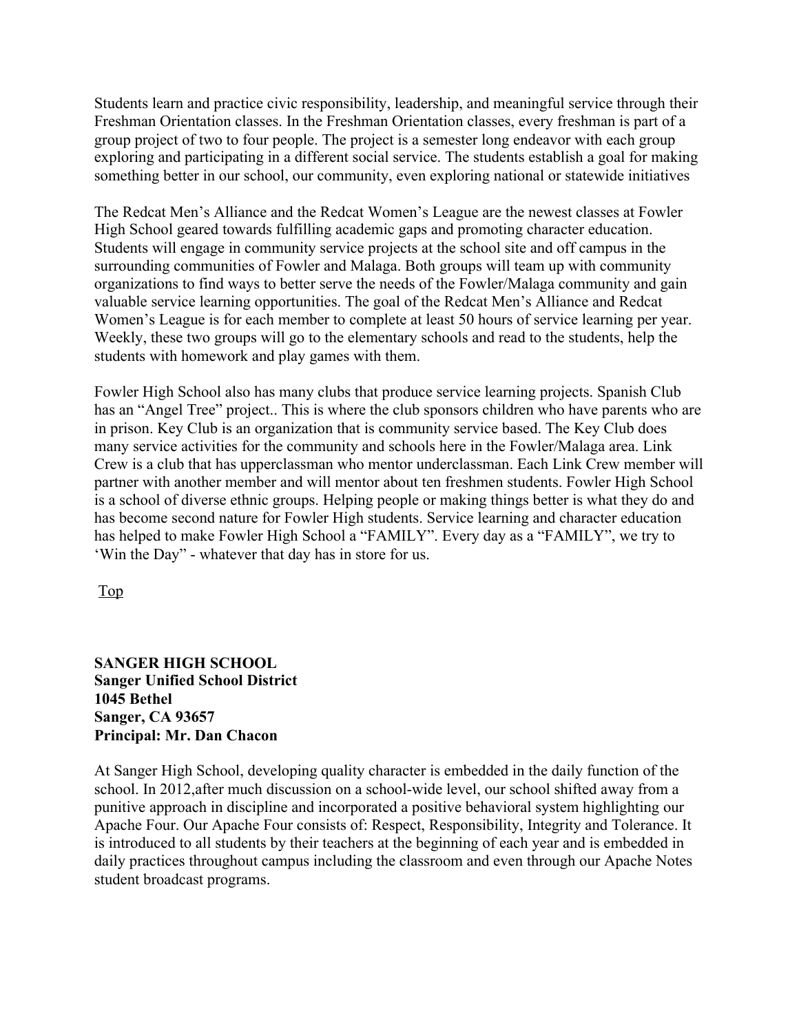Students learn and practice civic responsibility, leadership, and meaningful service through their Freshman Orientation classes. In the Freshman Orientation classes, every freshman is part of a group project of two to four people. The project is a semester long endeavor with each group exploring and participating in a different social service. The students establish a goal for making something better in our school, our community, even exploring national or statewide initiatives

The Redcat Men's Alliance and the Redcat Women's League are the newest classes at Fowler High School geared towards fulfilling academic gaps and promoting character education. Students will engage in community service projects at the school site and off campus in the surrounding communities of Fowler and Malaga. Both groups will team up with community organizations to find ways to better serve the needs of the Fowler/Malaga community and gain valuable service learning opportunities. The goal of the Redcat Men's Alliance and Redcat Women's League is for each member to complete at least 50 hours of service learning per year. Weekly, these two groups will go to the elementary schools and read to the students, help the students with homework and play games with them.

Fowler High School also has many clubs that produce service learning projects. Spanish Club has an "Angel Tree" project.. This is where the club sponsors children who have parents who are in prison. Key Club is an organization that is community service based. The Key Club does many service activities for the community and schools here in the Fowler/Malaga area. Link Crew is a club that has upperclassman who mentor underclassman. Each Link Crew member will partner with another member and will mentor about ten freshmen students. Fowler High School is a school of diverse ethnic groups. Helping people or making things better is what they do and has become second nature for Fowler High students. Service learning and character education has helped to make Fowler High School a "FAMILY". Every day as a "FAMILY", we try to 'Win the Day" - whatever that day has in store for us.

Top

**SANGER HIGH SCHOOL**
**Sanger Unified School District**
**1045 Bethel**
**Sanger, CA 93657**
**Principal: Mr. Dan Chacon**

At Sanger High School, developing quality character is embedded in the daily function of the school. In 2012,after much discussion on a school-wide level, our school shifted away from a punitive approach in discipline and incorporated a positive behavioral system highlighting our Apache Four. Our Apache Four consists of: Respect, Responsibility, Integrity and Tolerance. It is introduced to all students by their teachers at the beginning of each year and is embedded in daily practices throughout campus including the classroom and even through our Apache Notes student broadcast programs.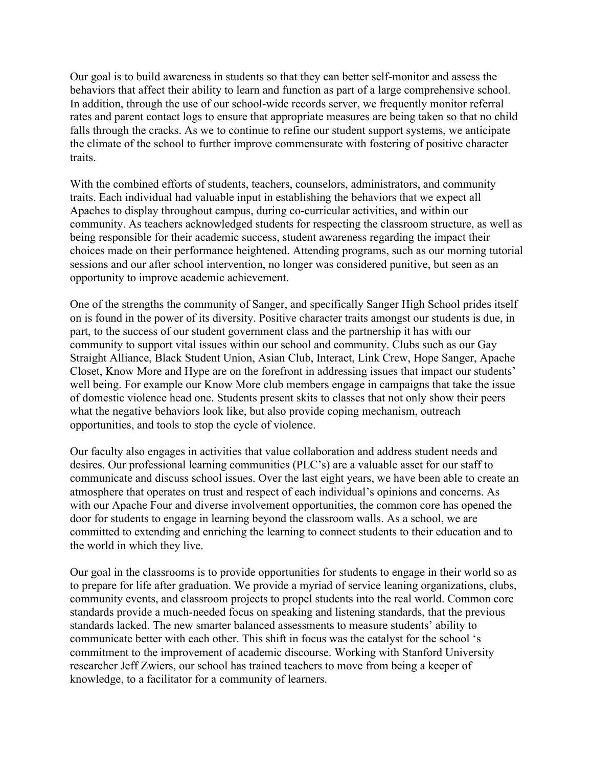Our goal is to build awareness in students so that they can better self-monitor and assess the behaviors that affect their ability to learn and function as part of a large comprehensive school. In addition, through the use of our school-wide records server, we frequently monitor referral rates and parent contact logs to ensure that appropriate measures are being taken so that no child falls through the cracks. As we to continue to refine our student support systems, we anticipate the climate of the school to further improve commensurate with fostering of positive character traits.

With the combined efforts of students, teachers, counselors, administrators, and community traits. Each individual had valuable input in establishing the behaviors that we expect all Apaches to display throughout campus, during co-curricular activities, and within our community. As teachers acknowledged students for respecting the classroom structure, as well as being responsible for their academic success, student awareness regarding the impact their choices made on their performance heightened. Attending programs, such as our morning tutorial sessions and our after school intervention, no longer was considered punitive, but seen as an opportunity to improve academic achievement.

One of the strengths the community of Sanger, and specifically Sanger High School prides itself on is found in the power of its diversity. Positive character traits amongst our students is due, in part, to the success of our student government class and the partnership it has with our community to support vital issues within our school and community. Clubs such as our Gay Straight Alliance, Black Student Union, Asian Club, Interact, Link Crew, Hope Sanger, Apache Closet, Know More and Hype are on the forefront in addressing issues that impact our students' well being. For example our Know More club members engage in campaigns that take the issue of domestic violence head one. Students present skits to classes that not only show their peers what the negative behaviors look like, but also provide coping mechanism, outreach opportunities, and tools to stop the cycle of violence.

Our faculty also engages in activities that value collaboration and address student needs and desires. Our professional learning communities (PLC's) are a valuable asset for our staff to communicate and discuss school issues. Over the last eight years, we have been able to create an atmosphere that operates on trust and respect of each individual's opinions and concerns. As with our Apache Four and diverse involvement opportunities, the common core has opened the door for students to engage in learning beyond the classroom walls. As a school, we are committed to extending and enriching the learning to connect students to their education and to the world in which they live.

Our goal in the classrooms is to provide opportunities for students to engage in their world so as to prepare for life after graduation. We provide a myriad of service leaning organizations, clubs, community events, and classroom projects to propel students into the real world. Common core standards provide a much-needed focus on speaking and listening standards, that the previous standards lacked. The new smarter balanced assessments to measure students' ability to communicate better with each other. This shift in focus was the catalyst for the school 's commitment to the improvement of academic discourse. Working with Stanford University researcher Jeff Zwiers, our school has trained teachers to move from being a keeper of knowledge, to a facilitator for a community of learners.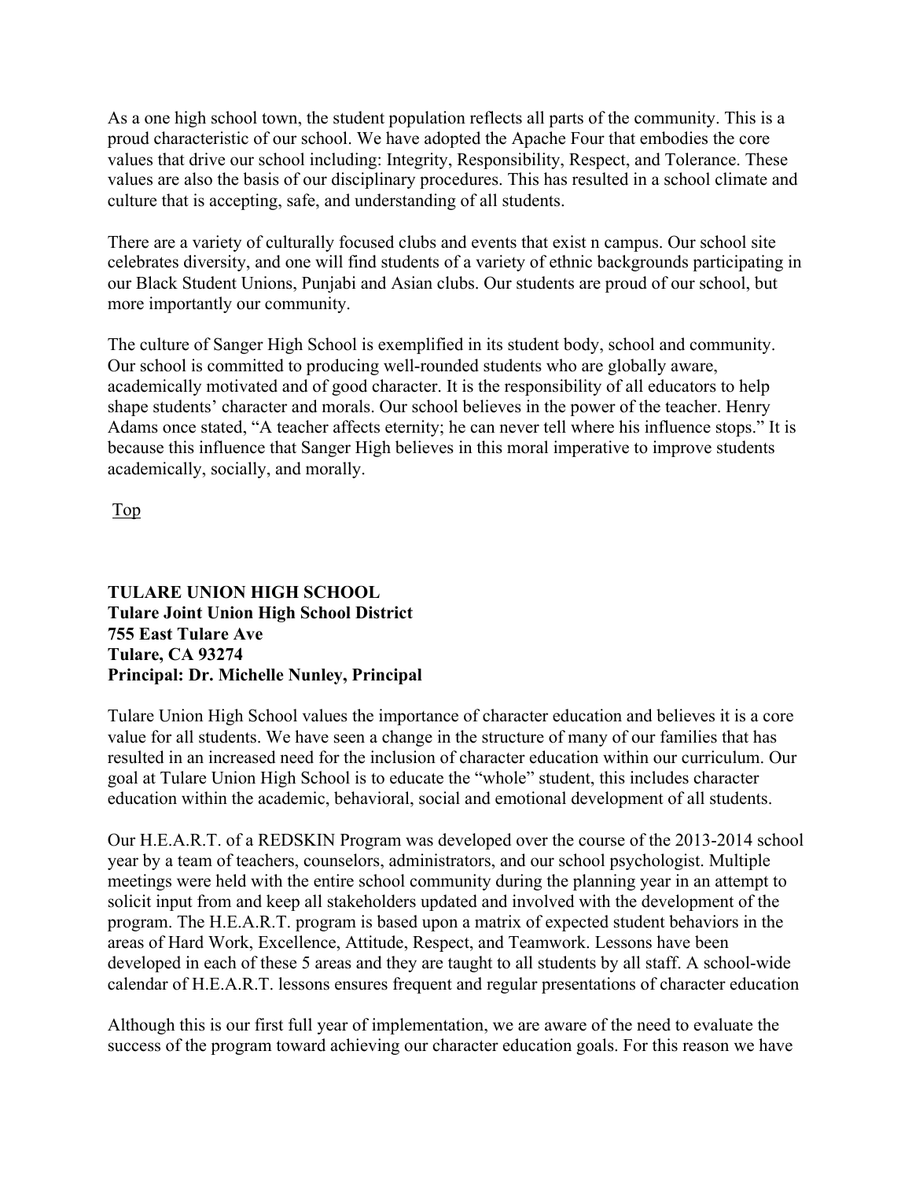As a one high school town, the student population reflects all parts of the community. This is a proud characteristic of our school. We have adopted the Apache Four that embodies the core values that drive our school including: Integrity, Responsibility, Respect, and Tolerance. These values are also the basis of our disciplinary procedures. This has resulted in a school climate and culture that is accepting, safe, and understanding of all students.

There are a variety of culturally focused clubs and events that exist n campus. Our school site celebrates diversity, and one will find students of a variety of ethnic backgrounds participating in our Black Student Unions, Punjabi and Asian clubs. Our students are proud of our school, but more importantly our community.

The culture of Sanger High School is exemplified in its student body, school and community. Our school is committed to producing well-rounded students who are globally aware, academically motivated and of good character. It is the responsibility of all educators to help shape students' character and morals. Our school believes in the power of the teacher. Henry Adams once stated, "A teacher affects eternity; he can never tell where his influence stops." It is because this influence that Sanger High believes in this moral imperative to improve students academically, socially, and morally.

Top

**TULARE UNION HIGH SCHOOL**
**Tulare Joint Union High School District**
**755 East Tulare Ave**
**Tulare, CA 93274**
**Principal: Dr. Michelle Nunley, Principal**

Tulare Union High School values the importance of character education and believes it is a core value for all students. We have seen a change in the structure of many of our families that has resulted in an increased need for the inclusion of character education within our curriculum. Our goal at Tulare Union High School is to educate the "whole" student, this includes character education within the academic, behavioral, social and emotional development of all students.

Our H.E.A.R.T. of a REDSKIN Program was developed over the course of the 2013-2014 school year by a team of teachers, counselors, administrators, and our school psychologist. Multiple meetings were held with the entire school community during the planning year in an attempt to solicit input from and keep all stakeholders updated and involved with the development of the program. The H.E.A.R.T. program is based upon a matrix of expected student behaviors in the areas of Hard Work, Excellence, Attitude, Respect, and Teamwork. Lessons have been developed in each of these 5 areas and they are taught to all students by all staff. A school-wide calendar of H.E.A.R.T. lessons ensures frequent and regular presentations of character education

Although this is our first full year of implementation, we are aware of the need to evaluate the success of the program toward achieving our character education goals. For this reason we have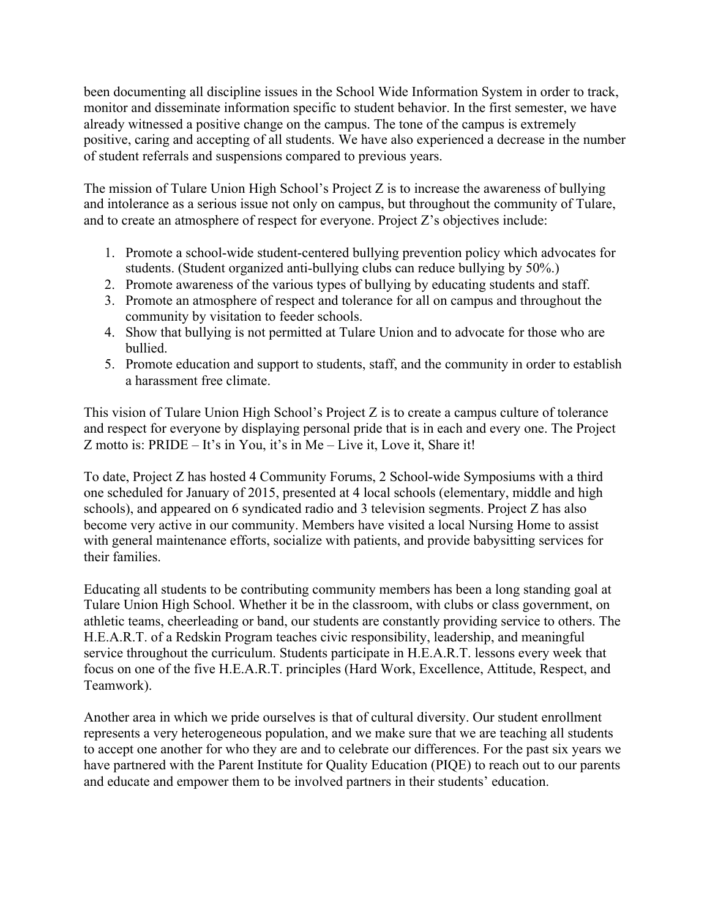been documenting all discipline issues in the School Wide Information System in order to track, monitor and disseminate information specific to student behavior. In the first semester, we have already witnessed a positive change on the campus. The tone of the campus is extremely positive, caring and accepting of all students. We have also experienced a decrease in the number of student referrals and suspensions compared to previous years.

The mission of Tulare Union High School's Project Z is to increase the awareness of bullying and intolerance as a serious issue not only on campus, but throughout the community of Tulare, and to create an atmosphere of respect for everyone. Project Z's objectives include:

1. Promote a school-wide student-centered bullying prevention policy which advocates for students. (Student organized anti-bullying clubs can reduce bullying by 50%.)
2. Promote awareness of the various types of bullying by educating students and staff.
3. Promote an atmosphere of respect and tolerance for all on campus and throughout the community by visitation to feeder schools.
4. Show that bullying is not permitted at Tulare Union and to advocate for those who are bullied.
5. Promote education and support to students, staff, and the community in order to establish a harassment free climate.

This vision of Tulare Union High School's Project Z is to create a campus culture of tolerance and respect for everyone by displaying personal pride that is in each and every one. The Project Z motto is: PRIDE – It's in You, it's in Me – Live it, Love it, Share it!

To date, Project Z has hosted 4 Community Forums, 2 School-wide Symposiums with a third one scheduled for January of 2015, presented at 4 local schools (elementary, middle and high schools), and appeared on 6 syndicated radio and 3 television segments. Project Z has also become very active in our community. Members have visited a local Nursing Home to assist with general maintenance efforts, socialize with patients, and provide babysitting services for their families.

Educating all students to be contributing community members has been a long standing goal at Tulare Union High School. Whether it be in the classroom, with clubs or class government, on athletic teams, cheerleading or band, our students are constantly providing service to others. The H.E.A.R.T. of a Redskin Program teaches civic responsibility, leadership, and meaningful service throughout the curriculum. Students participate in H.E.A.R.T. lessons every week that focus on one of the five H.E.A.R.T. principles (Hard Work, Excellence, Attitude, Respect, and Teamwork).

Another area in which we pride ourselves is that of cultural diversity. Our student enrollment represents a very heterogeneous population, and we make sure that we are teaching all students to accept one another for who they are and to celebrate our differences. For the past six years we have partnered with the Parent Institute for Quality Education (PIQE) to reach out to our parents and educate and empower them to be involved partners in their students' education.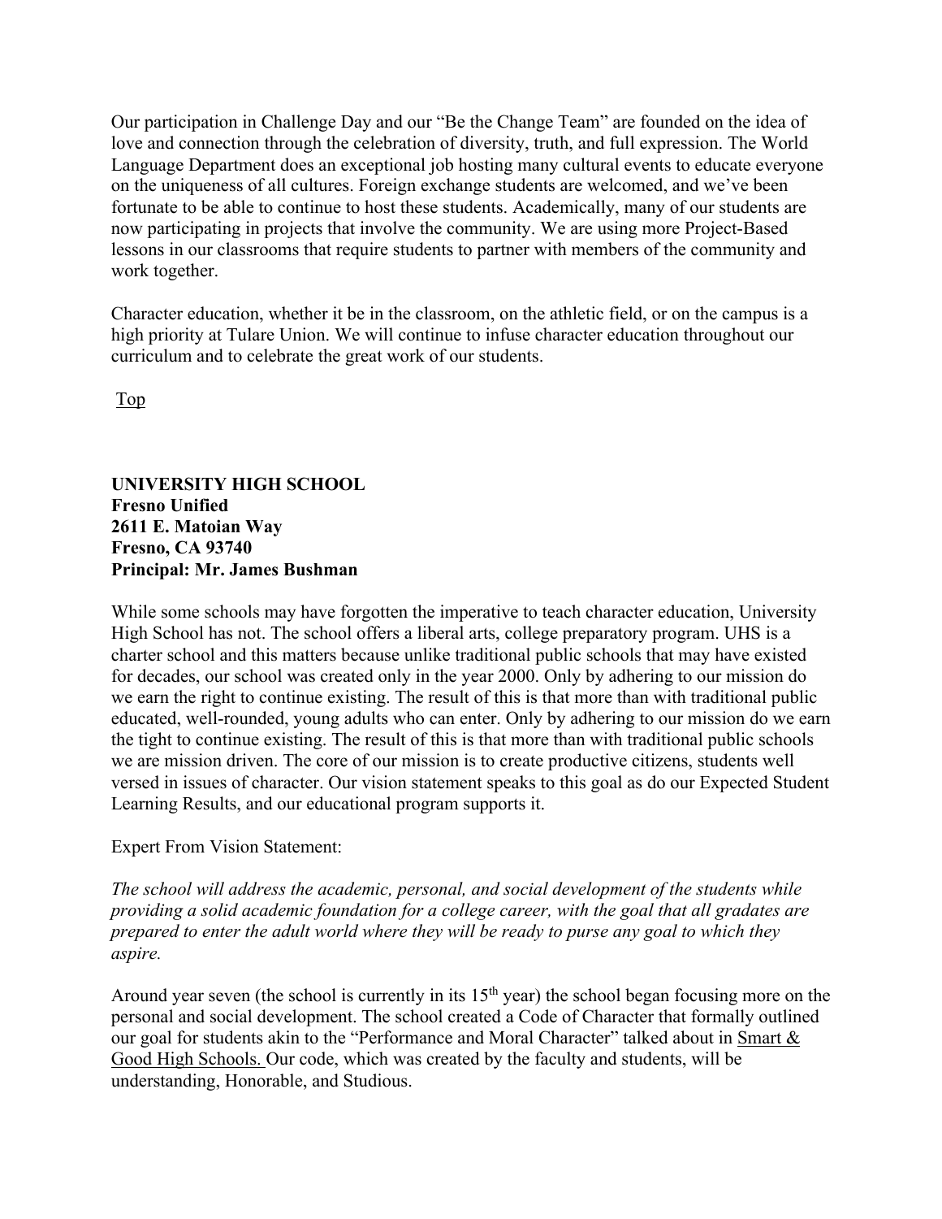Our participation in Challenge Day and our "Be the Change Team" are founded on the idea of love and connection through the celebration of diversity, truth, and full expression. The World Language Department does an exceptional job hosting many cultural events to educate everyone on the uniqueness of all cultures. Foreign exchange students are welcomed, and we've been fortunate to be able to continue to host these students. Academically, many of our students are now participating in projects that involve the community. We are using more Project-Based lessons in our classrooms that require students to partner with members of the community and work together.

Character education, whether it be in the classroom, on the athletic field, or on the campus is a high priority at Tulare Union. We will continue to infuse character education throughout our curriculum and to celebrate the great work of our students.

Top

**UNIVERSITY HIGH SCHOOL**
**Fresno Unified**
**2611 E. Matoian Way**
**Fresno, CA 93740**
**Principal: Mr. James Bushman**

While some schools may have forgotten the imperative to teach character education, University High School has not. The school offers a liberal arts, college preparatory program. UHS is a charter school and this matters because unlike traditional public schools that may have existed for decades, our school was created only in the year 2000. Only by adhering to our mission do we earn the right to continue existing. The result of this is that more than with traditional public educated, well-rounded, young adults who can enter. Only by adhering to our mission do we earn the tight to continue existing. The result of this is that more than with traditional public schools we are mission driven. The core of our mission is to create productive citizens, students well versed in issues of character. Our vision statement speaks to this goal as do our Expected Student Learning Results, and our educational program supports it.

Expert From Vision Statement:

*The school will address the academic, personal, and social development of the students while providing a solid academic foundation for a college career, with the goal that all gradates are prepared to enter the adult world where they will be ready to purse any goal to which they aspire.*

Around year seven (the school is currently in its 15th year) the school began focusing more on the personal and social development. The school created a Code of Character that formally outlined our goal for students akin to the "Performance and Moral Character" talked about in Smart & Good High Schools. Our code, which was created by the faculty and students, will be understanding, Honorable, and Studious.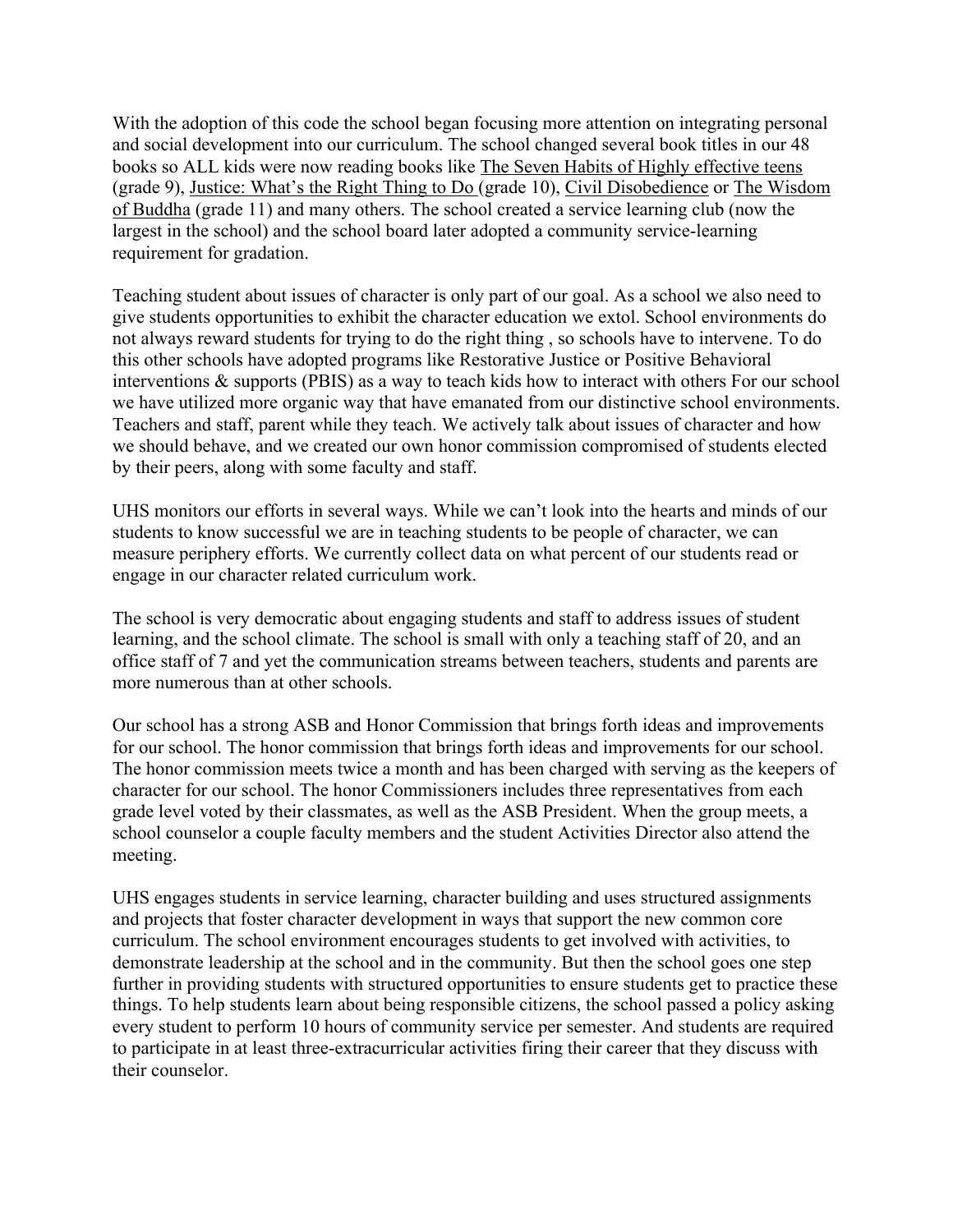With the adoption of this code the school began focusing more attention on integrating personal and social development into our curriculum. The school changed several book titles in our 48 books so ALL kids were now reading books like <u>The Seven Habits of Highly effective teens</u> (grade 9), <u>Justice: What's the Right Thing to Do</u> (grade 10), <u>Civil Disobedience</u> or <u>The Wisdom of Buddha</u> (grade 11) and many others. The school created a service learning club (now the largest in the school) and the school board later adopted a community service-learning requirement for gradation.

Teaching student about issues of character is only part of our goal. As a school we also need to give students opportunities to exhibit the character education we extol. School environments do not always reward students for trying to do the right thing , so schools have to intervene. To do this other schools have adopted programs like Restorative Justice or Positive Behavioral interventions & supports (PBIS) as a way to teach kids how to interact with others For our school we have utilized more organic way that have emanated from our distinctive school environments. Teachers and staff, parent while they teach. We actively talk about issues of character and how we should behave, and we created our own honor commission compromised of students elected by their peers, along with some faculty and staff.

UHS monitors our efforts in several ways. While we can't look into the hearts and minds of our students to know successful we are in teaching students to be people of character, we can measure periphery efforts. We currently collect data on what percent of our students read or engage in our character related curriculum work.

The school is very democratic about engaging students and staff to address issues of student learning, and the school climate. The school is small with only a teaching staff of 20, and an office staff of 7 and yet the communication streams between teachers, students and parents are more numerous than at other schools.

Our school has a strong ASB and Honor Commission that brings forth ideas and improvements for our school. The honor commission that brings forth ideas and improvements for our school. The honor commission meets twice a month and has been charged with serving as the keepers of character for our school. The honor Commissioners includes three representatives from each grade level voted by their classmates, as well as the ASB President. When the group meets, a school counselor a couple faculty members and the student Activities Director also attend the meeting.

UHS engages students in service learning, character building and uses structured assignments and projects that foster character development in ways that support the new common core curriculum. The school environment encourages students to get involved with activities, to demonstrate leadership at the school and in the community. But then the school goes one step further in providing students with structured opportunities to ensure students get to practice these things. To help students learn about being responsible citizens, the school passed a policy asking every student to perform 10 hours of community service per semester. And students are required to participate in at least three-extracurricular activities firing their career that they discuss with their counselor.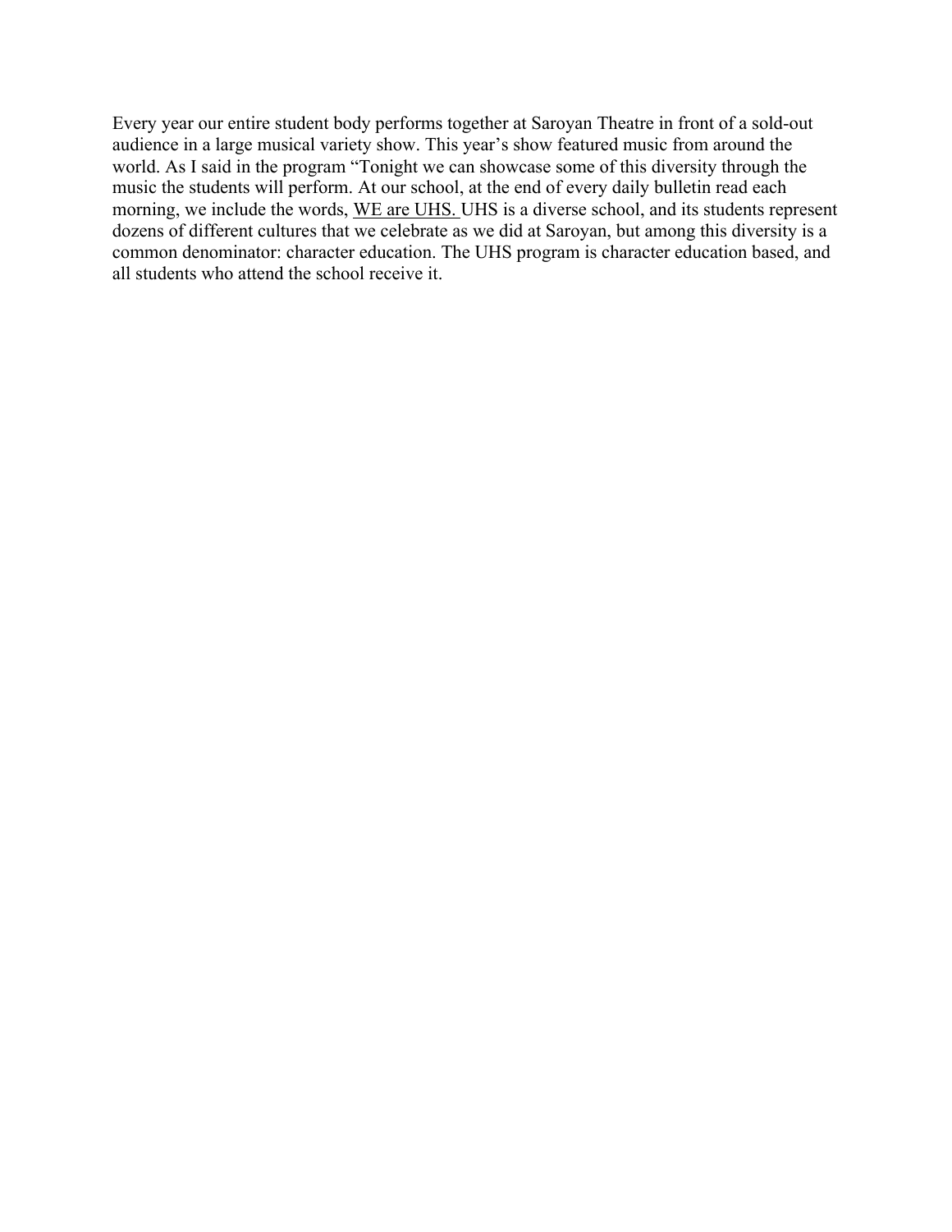Every year our entire student body performs together at Saroyan Theatre in front of a sold-out audience in a large musical variety show. This year's show featured music from around the world. As I said in the program "Tonight we can showcase some of this diversity through the music the students will perform. At our school, at the end of every daily bulletin read each morning, we include the words, <u>WE are UHS.</u> UHS is a diverse school, and its students represent dozens of different cultures that we celebrate as we did at Saroyan, but among this diversity is a common denominator: character education. The UHS program is character education based, and all students who attend the school receive it.